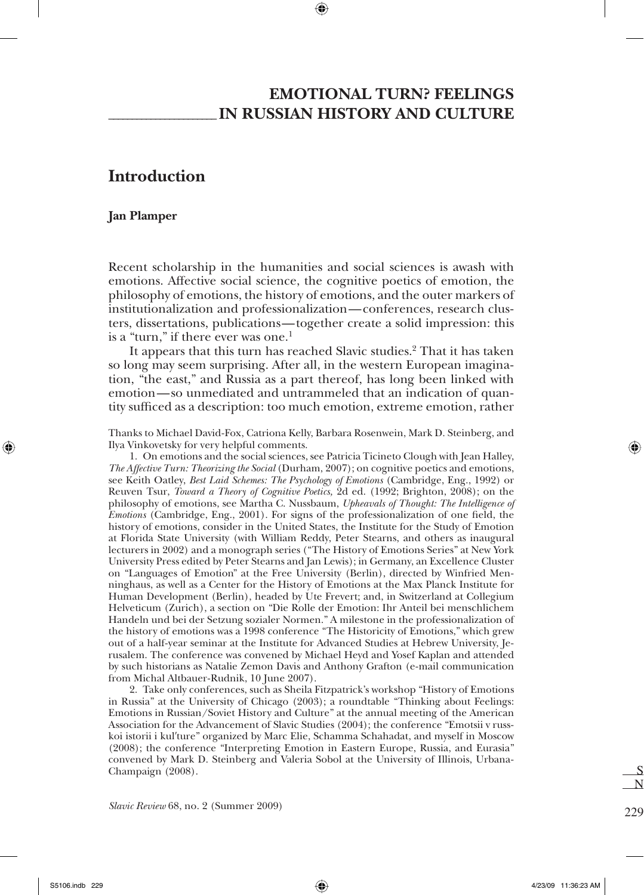# EMOTIONAL TURN? FEELINGS IN RUSSIAN HISTORY AND CULTURE

## Introduction

**Jan Plamper**

Recent scholarship in the humanities and social sciences is awash with emotions. Affective social science, the cognitive poetics of emotion, the philosophy of emotions, the history of emotions, and the outer markers of institutionalization and professionalization—conferences, research clusters, dissertations, publications—together create a solid impression: this is a "turn," if there ever was one.[1]

It appears that this turn has reached Slavic studies.[2] That it has taken so long may seem surprising. After all, in the western European imagination, "the east," and Russia as a part thereof, has long been linked with emotion—so unmediated and untrammeled that an indication of quantity sufficed as a description: too much emotion, extreme emotion, rather

Thanks to Michael David-Fox, Catriona Kelly, Barbara Rosenwein, Mark D. Steinberg, and Ilya Vinkovetsky for very helpful comments.

1. On emotions and the social sciences, see Patricia Ticineto Clough with Jean Halley, *The Affective Turn: Theorizing the Social* (Durham, 2007); on cognitive poetics and emotions, see Keith Oatley, *Best Laid Schemes: The Psychology of Emotions* (Cambridge, Eng., 1992) or Reuven Tsur, *Toward a Theory of Cognitive Poetics,* 2d ed. (1992; Brighton, 2008); on the philosophy of emotions, see Martha C. Nussbaum, *Upheavals of Thought: The Intelligence of Emotions* (Cambridge, Eng., 2001). For signs of the professionalization of one field, the history of emotions, consider in the United States, the Institute for the Study of Emotion at Florida State University (with William Reddy, Peter Stearns, and others as inaugural lecturers in 2002) and a monograph series ("The History of Emotions Series" at New York University Press edited by Peter Stearns and Jan Lewis); in Germany, an Excellence Cluster on "Languages of Emotion" at the Free University (Berlin), directed by Winfried Menninghaus, as well as a Center for the History of Emotions at the Max Planck Institute for Human Development (Berlin), headed by Ute Frevert; and, in Switzerland at Collegium Helveticum (Zurich), a section on "Die Rolle der Emotion: Ihr Anteil bei menschlichem Handeln und bei der Setzung sozialer Normen." A milestone in the professionalization of the history of emotions was a 1998 conference "The Historicity of Emotions," which grew out of a half-year seminar at the Institute for Advanced Studies at Hebrew University, Jerusalem. The conference was convened by Michael Heyd and Yosef Kaplan and attended by such historians as Natalie Zemon Davis and Anthony Grafton (e-mail communication from Michal Altbauer-Rudnik, 10 June 2007).

2. Take only conferences, such as Sheila Fitzpatrick's workshop "History of Emotions in Russia" at the University of Chicago (2003); a roundtable "Thinking about Feelings: Emotions in Russian/Soviet History and Culture" at the annual meeting of the American Association for the Advancement of Slavic Studies (2004); the conference "Emotsii v russkoi istorii i kul′ture" organized by Marc Elie, Schamma Schahadat, and myself in Moscow (2008); the conference "Interpreting Emotion in Eastern Europe, Russia, and Eurasia" convened by Mark D. Steinberg and Valeria Sobol at the University of Illinois, Urbana-Champaign (2008).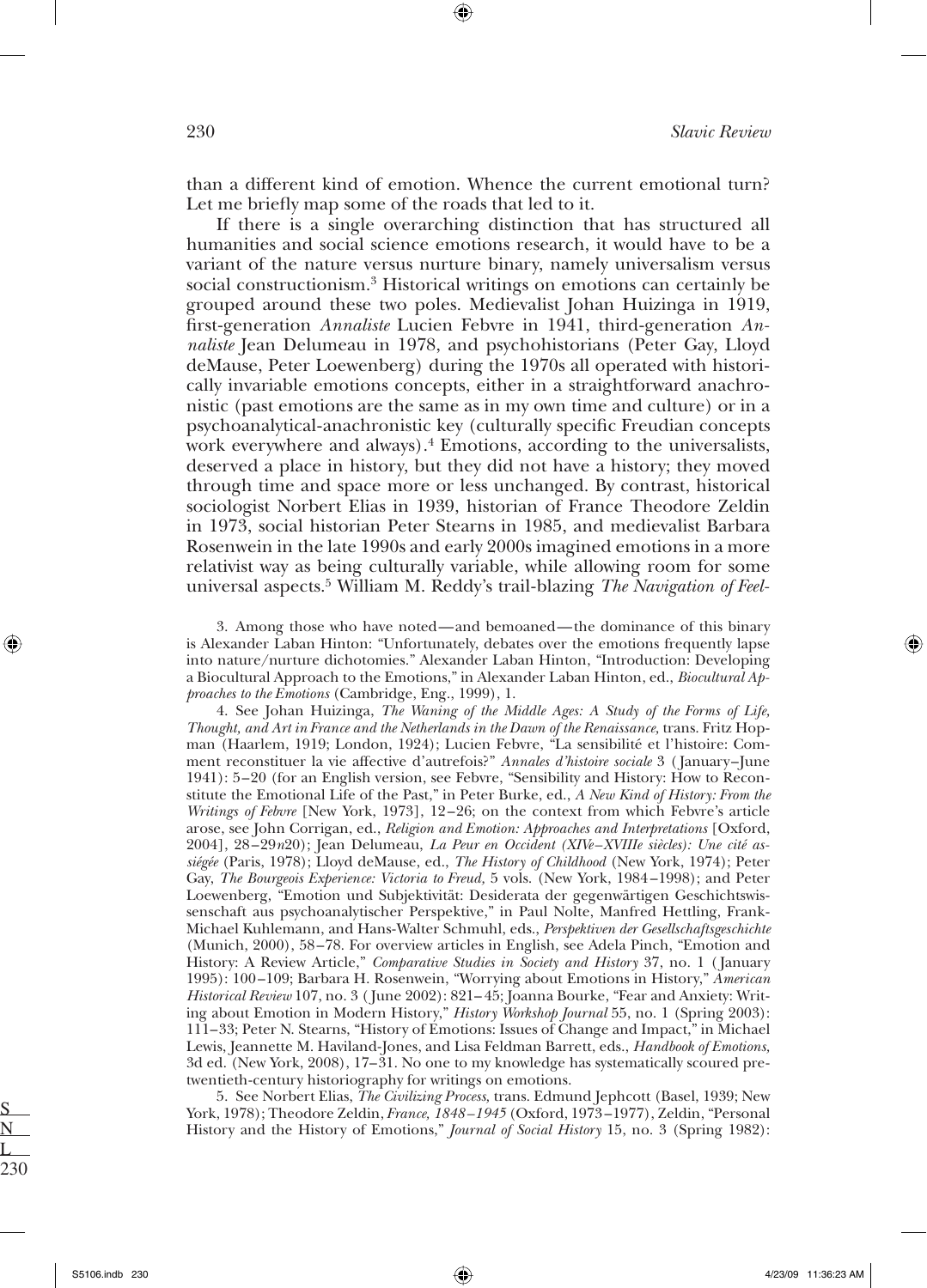than a different kind of emotion. Whence the current emotional turn? Let me briefly map some of the roads that led to it.

If there is a single overarching distinction that has structured all humanities and social science emotions research, it would have to be a variant of the nature versus nurture binary, namely universalism versus social constructionism.[3] Historical writings on emotions can certainly be grouped around these two poles. Medievalist Johan Huizinga in 1919, first-generation *Annaliste* Lucien Febvre in 1941, third-generation *Annaliste* Jean Delumeau in 1978, and psychohistorians (Peter Gay, Lloyd deMause, Peter Loewenberg) during the 1970s all operated with historically invariable emotions concepts, either in a straightforward anachronistic (past emotions are the same as in my own time and culture) or in a psychoanalytical-anachronistic key (culturally specific Freudian concepts work everywhere and always).[4] Emotions, according to the universalists, deserved a place in history, but they did not have a history; they moved through time and space more or less unchanged. By contrast, historical sociologist Norbert Elias in 1939, historian of France Theodore Zeldin in 1973, social historian Peter Stearns in 1985, and medievalist Barbara Rosenwein in the late 1990s and early 2000s imagined emotions in a more relativist way as being culturally variable, while allowing room for some universal aspects.[5] William M. Reddy's trail-blazing *The Navigation of Feel-*

3. Among those who have noted—and bemoaned—the dominance of this binary is Alexander Laban Hinton: "Unfortunately, debates over the emotions frequently lapse into nature/nurture dichotomies." Alexander Laban Hinton, "Introduction: Developing a Biocultural Approach to the Emotions," in Alexander Laban Hinton, ed., *Biocultural Approaches to the Emotions* (Cambridge, Eng., 1999), 1.

4. See Johan Huizinga, *The Waning of the Middle Ages: A Study of the Forms of Life, Thought, and Art in France and the Netherlands in the Dawn of the Renaissance,* trans. Fritz Hopman (Haarlem, 1919; London, 1924); Lucien Febvre, "La sensibilité et l'histoire: Comment reconstituer la vie affective d'autrefois?" *Annales d'histoire sociale* 3 (January–June 1941): 5–20 (for an English version, see Febvre, "Sensibility and History: How to Reconstitute the Emotional Life of the Past," in Peter Burke, ed., *A New Kind of History: From the Writings of Febvre* [New York, 1973], 12–26; on the context from which Febvre's article arose, see John Corrigan, ed., *Religion and Emotion: Approaches and Interpretations* [Oxford, 2004], 28–29*n*20); Jean Delumeau, *La Peur en Occident (XIVe–XVIIIe siècles): Une cité assiégée* (Paris, 1978); Lloyd deMause, ed., *The History of Childhood* (New York, 1974); Peter Gay, *The Bourgeois Experience: Victoria to Freud,* 5 vols. (New York, 1984–1998); and Peter Loewenberg, "Emotion und Subjektivität: Desiderata der gegenwärtigen Geschichtswissenschaft aus psychoanalytischer Perspektive," in Paul Nolte, Manfred Hettling, Frank-Michael Kuhlemann, and Hans-Walter Schmuhl, eds., *Perspektiven der Gesellschaftsgeschichte* (Munich, 2000), 58–78. For overview articles in English, see Adela Pinch, "Emotion and History: A Review Article," *Comparative Studies in Society and History* 37, no. 1 (January 1995): 100–109; Barbara H. Rosenwein, "Worrying about Emotions in History," *American Historical Review* 107, no. 3 (June 2002): 821–45; Joanna Bourke, "Fear and Anxiety: Writing about Emotion in Modern History," *History Workshop Journal* 55, no. 1 (Spring 2003): 111–33; Peter N. Stearns, "History of Emotions: Issues of Change and Impact," in Michael Lewis, Jeannette M. Haviland-Jones, and Lisa Feldman Barrett, eds., *Handbook of Emotions,* 3d ed. (New York, 2008), 17–31. No one to my knowledge has systematically scoured pre-twentieth-century historiography for writings on emotions.

5. See Norbert Elias, *The Civilizing Process,* trans. Edmund Jephcott (Basel, 1939; New York, 1978); Theodore Zeldin, *France, 1848–1945* (Oxford, 1973–1977), Zeldin, "Personal History and the History of Emotions," *Journal of Social History* 15, no. 3 (Spring 1982):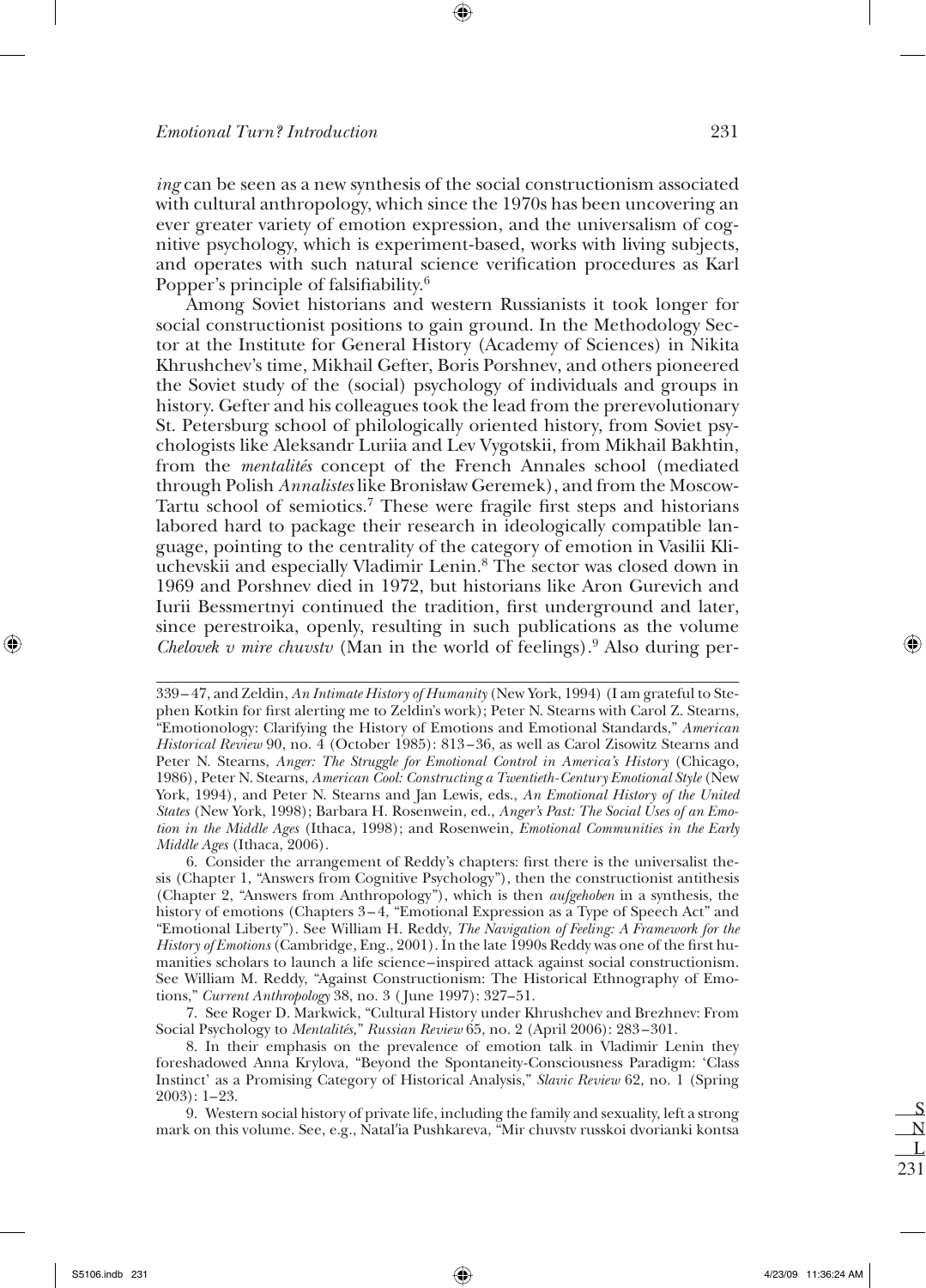*ing* can be seen as a new synthesis of the social constructionism associated with cultural anthropology, which since the 1970s has been uncovering an ever greater variety of emotion expression, and the universalism of cognitive psychology, which is experiment-based, works with living subjects, and operates with such natural science verification procedures as Karl Popper's principle of falsifiability.[6]

Among Soviet historians and western Russianists it took longer for social constructionist positions to gain ground. In the Methodology Sector at the Institute for General History (Academy of Sciences) in Nikita Khrushchev's time, Mikhail Gefter, Boris Porshnev, and others pioneered the Soviet study of the (social) psychology of individuals and groups in history. Gefter and his colleagues took the lead from the prerevolutionary St. Petersburg school of philologically oriented history, from Soviet psychologists like Aleksandr Luriia and Lev Vygotskii, from Mikhail Bakhtin, from the *mentalités* concept of the French Annales school (mediated through Polish *Annalistes* like Bronisław Geremek), and from the Moscow-Tartu school of semiotics.[7] These were fragile first steps and historians labored hard to package their research in ideologically compatible language, pointing to the centrality of the category of emotion in Vasilii Kliuchevskii and especially Vladimir Lenin.[8] The sector was closed down in 1969 and Porshnev died in 1972, but historians like Aron Gurevich and Iurii Bessmertnyi continued the tradition, first underground and later, since perestroika, openly, resulting in such publications as the volume *Chelovek v mire chuvstv* (Man in the world of feelings).[9] Also during per-

---

339–47, and Zeldin, *An Intimate History of Humanity* (New York, 1994) (I am grateful to Stephen Kotkin for first alerting me to Zeldin's work); Peter N. Stearns with Carol Z. Stearns, "Emotionology: Clarifying the History of Emotions and Emotional Standards," *American Historical Review* 90, no. 4 (October 1985): 813–36, as well as Carol Zisowitz Stearns and Peter N. Stearns, *Anger: The Struggle for Emotional Control in America's History* (Chicago, 1986), Peter N. Stearns, *American Cool: Constructing a Twentieth-Century Emotional Style* (New York, 1994), and Peter N. Stearns and Jan Lewis, eds., *An Emotional History of the United States* (New York, 1998); Barbara H. Rosenwein, ed., *Anger's Past: The Social Uses of an Emotion in the Middle Ages* (Ithaca, 1998); and Rosenwein, *Emotional Communities in the Early Middle Ages* (Ithaca, 2006).

6. Consider the arrangement of Reddy's chapters: first there is the universalist thesis (Chapter 1, "Answers from Cognitive Psychology"), then the constructionist antithesis (Chapter 2, "Answers from Anthropology"), which is then *aufgehoben* in a synthesis, the history of emotions (Chapters 3–4, "Emotional Expression as a Type of Speech Act" and "Emotional Liberty"). See William H. Reddy, *The Navigation of Feeling: A Framework for the History of Emotions* (Cambridge, Eng., 2001). In the late 1990s Reddy was one of the first humanities scholars to launch a life science–inspired attack against social constructionism. See William M. Reddy, "Against Constructionism: The Historical Ethnography of Emotions," *Current Anthropology* 38, no. 3 (June 1997): 327–51.

7. See Roger D. Markwick, "Cultural History under Khrushchev and Brezhnev: From Social Psychology to *Mentalités*," *Russian Review* 65, no. 2 (April 2006): 283–301.

8. In their emphasis on the prevalence of emotion talk in Vladimir Lenin they foreshadowed Anna Krylova, "Beyond the Spontaneity-Consciousness Paradigm: 'Class Instinct' as a Promising Category of Historical Analysis," *Slavic Review* 62, no. 1 (Spring 2003): 1–23.

9. Western social history of private life, including the family and sexuality, left a strong mark on this volume. See, e.g., Natal'ia Pushkareva, "Mir chuvstv russkoi dvorianki kontsa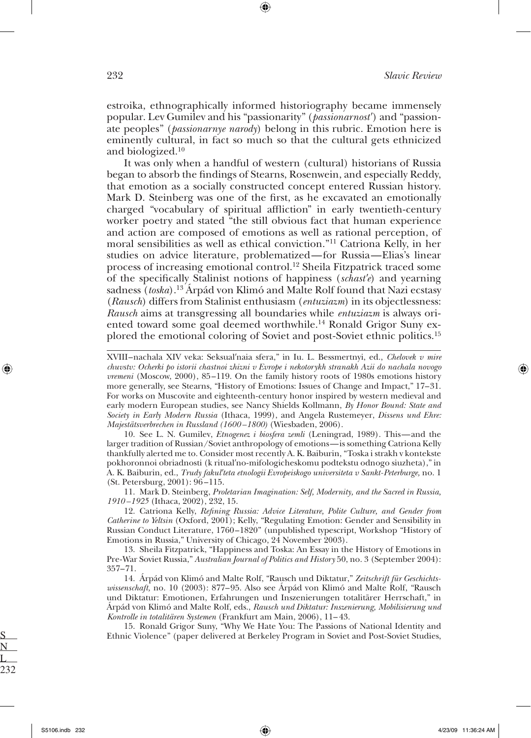estroika, ethnographically informed historiography became immensely popular. Lev Gumilev and his "passionarity" (*passionarnost'*) and "passionate peoples" (*passionarnye narody*) belong in this rubric. Emotion here is eminently cultural, in fact so much so that the cultural gets ethnicized and biologized.[10]

It was only when a handful of western (cultural) historians of Russia began to absorb the findings of Stearns, Rosenwein, and especially Reddy, that emotion as a socially constructed concept entered Russian history. Mark D. Steinberg was one of the first, as he excavated an emotionally charged "vocabulary of spiritual affliction" in early twentieth-century worker poetry and stated "the still obvious fact that human experience and action are composed of emotions as well as rational perception, of moral sensibilities as well as ethical conviction."[11] Catriona Kelly, in her studies on advice literature, problematized—for Russia—Elias's linear process of increasing emotional control.[12] Sheila Fitzpatrick traced some of the specifically Stalinist notions of happiness (*schast'e*) and yearning sadness (*toska*).[13] Árpád von Klimó and Malte Rolf found that Nazi ecstasy (*Rausch*) differs from Stalinist enthusiasm (*entuziazm*) in its objectlessness: *Rausch* aims at transgressing all boundaries while *entuziazm* is always oriented toward some goal deemed worthwhile.[14] Ronald Grigor Suny explored the emotional coloring of Soviet and post-Soviet ethnic politics.[15]

---

XVIII–nachala XIV veka: Seksual'naia sfera," in Iu. L. Bessmertnyi, ed., *Chelovek v mire chuvstv: Ocherki po istorii chastnoi zhizni v Evrope i nekotorykh stranakh Azii do nachala novogo vremeni* (Moscow, 2000), 85–119. On the family history roots of 1980s emotions history more generally, see Stearns, "History of Emotions: Issues of Change and Impact," 17–31. For works on Muscovite and eighteenth-century honor inspired by western medieval and early modern European studies, see Nancy Shields Kollmann, *By Honor Bound: State and Society in Early Modern Russia* (Ithaca, 1999), and Angela Rustemeyer, *Dissens und Ehre: Majestätsverbrechen in Russland (1600–1800)* (Wiesbaden, 2006).

10. See L. N. Gumilev, *Etnogenez i biosfera zemli* (Leningrad, 1989). This—and the larger tradition of Russian/Soviet anthropology of emotions—is something Catriona Kelly thankfully alerted me to. Consider most recently A. K. Baiburin, "Toska i strakh v kontekste pokhoronnoi obriadnosti (k ritual'no-mifologicheskomu podtekstu odnogo siuzheta)," in A. K. Baiburin, ed., *Trudy fakul'teta etnologii Evropeiskogo universiteta v Sankt-Peterburge,* no. 1 (St. Petersburg, 2001): 96–115.

11. Mark D. Steinberg, *Proletarian Imagination: Self, Modernity, and the Sacred in Russia, 1910–1925* (Ithaca, 2002), 232, 15.

12. Catriona Kelly, *Refining Russia: Advice Literature, Polite Culture, and Gender from Catherine to Yeltsin* (Oxford, 2001); Kelly, "Regulating Emotion: Gender and Sensibility in Russian Conduct Literature, 1760–1820" (unpublished typescript, Workshop "History of Emotions in Russia," University of Chicago, 24 November 2003).

13. Sheila Fitzpatrick, "Happiness and Toska: An Essay in the History of Emotions in Pre-War Soviet Russia," *Australian Journal of Politics and History* 50, no. 3 (September 2004): 357–71.

14. Árpád von Klimó and Malte Rolf, "Rausch und Diktatur," *Zeitschrift für Geschichtswissenschaft,* no. 10 (2003): 877–95. Also see Árpád von Klimó and Malte Rolf, "Rausch und Diktatur: Emotionen, Erfahrungen und Inszenierungen totalitärer Herrschaft," in Árpád von Klimó and Malte Rolf, eds., *Rausch und Diktatur: Inszenierung, Mobilisierung und Kontrolle in totalitären Systemen* (Frankfurt am Main, 2006), 11–43.

15. Ronald Grigor Suny, "Why We Hate You: The Passions of National Identity and Ethnic Violence" (paper delivered at Berkeley Program in Soviet and Post-Soviet Studies,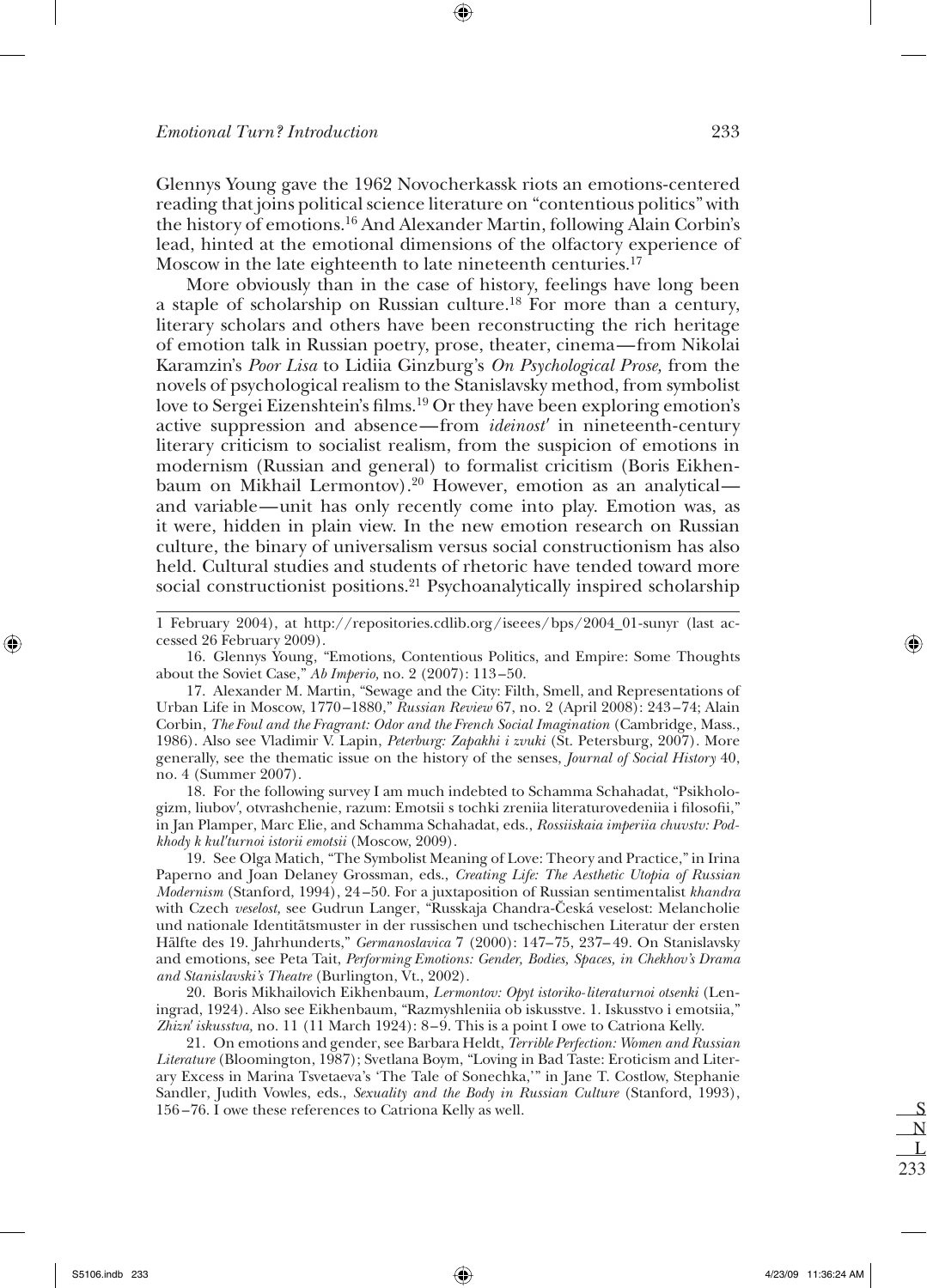Glennys Young gave the 1962 Novocherkassk riots an emotions-centered reading that joins political science literature on "contentious politics" with the history of emotions.[16] And Alexander Martin, following Alain Corbin's lead, hinted at the emotional dimensions of the olfactory experience of Moscow in the late eighteenth to late nineteenth centuries.[17]

More obviously than in the case of history, feelings have long been a staple of scholarship on Russian culture.[18] For more than a century, literary scholars and others have been reconstructing the rich heritage of emotion talk in Russian poetry, prose, theater, cinema—from Nikolai Karamzin's *Poor Lisa* to Lidiia Ginzburg's *On Psychological Prose,* from the novels of psychological realism to the Stanislavsky method, from symbolist love to Sergei Eizenshtein's films.[19] Or they have been exploring emotion's active suppression and absence—from *ideinost′* in nineteenth-century literary criticism to socialist realism, from the suspicion of emotions in modernism (Russian and general) to formalist cricitism (Boris Eikhenbaum on Mikhail Lermontov).[20] However, emotion as an analytical—and variable—unit has only recently come into play. Emotion was, as it were, hidden in plain view. In the new emotion research on Russian culture, the binary of universalism versus social constructionism has also held. Cultural studies and students of rhetoric have tended toward more social constructionist positions.[21] Psychoanalytically inspired scholarship

1 February 2004), at http://repositories.cdlib.org/iseees/bps/2004_01-sunyr (last accessed 26 February 2009).

16. Glennys Young, "Emotions, Contentious Politics, and Empire: Some Thoughts about the Soviet Case," *Ab Imperio,* no. 2 (2007): 113–50.

17. Alexander M. Martin, "Sewage and the City: Filth, Smell, and Representations of Urban Life in Moscow, 1770–1880," *Russian Review* 67, no. 2 (April 2008): 243–74; Alain Corbin, *The Foul and the Fragrant: Odor and the French Social Imagination* (Cambridge, Mass., 1986). Also see Vladimir V. Lapin, *Peterburg: Zapakhi i zvuki* (St. Petersburg, 2007). More generally, see the thematic issue on the history of the senses, *Journal of Social History* 40, no. 4 (Summer 2007).

18. For the following survey I am much indebted to Schamma Schahadat, "Psikhologizm, liubov′, otvrashchenie, razum: Emotsii s tochki zreniia literaturovedeniia i filosofii," in Jan Plamper, Marc Elie, and Schamma Schahadat, eds., *Rossiiskaia imperiia chuvstv: Podkhody k kul′turnoi istorii emotsii* (Moscow, 2009).

19. See Olga Matich, "The Symbolist Meaning of Love: Theory and Practice," in Irina Paperno and Joan Delaney Grossman, eds., *Creating Life: The Aesthetic Utopia of Russian Modernism* (Stanford, 1994), 24–50. For a juxtaposition of Russian sentimentalist *khandra* with Czech *veselost,* see Gudrun Langer, "Russkaja Chandra-Česká veselost: Melancholie und nationale Identitätsmuster in der russischen und tschechischen Literatur der ersten Hälfte des 19. Jahrhunderts," *Germanoslavica* 7 (2000): 147–75, 237–49. On Stanislavsky and emotions, see Peta Tait, *Performing Emotions: Gender, Bodies, Spaces, in Chekhov's Drama and Stanislavski's Theatre* (Burlington, Vt., 2002).

20. Boris Mikhailovich Eikhenbaum, *Lermontov: Opyt istoriko-literaturnoi otsenki* (Leningrad, 1924). Also see Eikhenbaum, "Razmyshleniia ob iskusstve. 1. Iskusstvo i emotsiia," *Zhizn′ iskusstva,* no. 11 (11 March 1924): 8–9. This is a point I owe to Catriona Kelly.

21. On emotions and gender, see Barbara Heldt, *Terrible Perfection: Women and Russian Literature* (Bloomington, 1987); Svetlana Boym, "Loving in Bad Taste: Eroticism and Literary Excess in Marina Tsvetaeva's 'The Tale of Sonechka,'" in Jane T. Costlow, Stephanie Sandler, Judith Vowles, eds., *Sexuality and the Body in Russian Culture* (Stanford, 1993), 156–76. I owe these references to Catriona Kelly as well.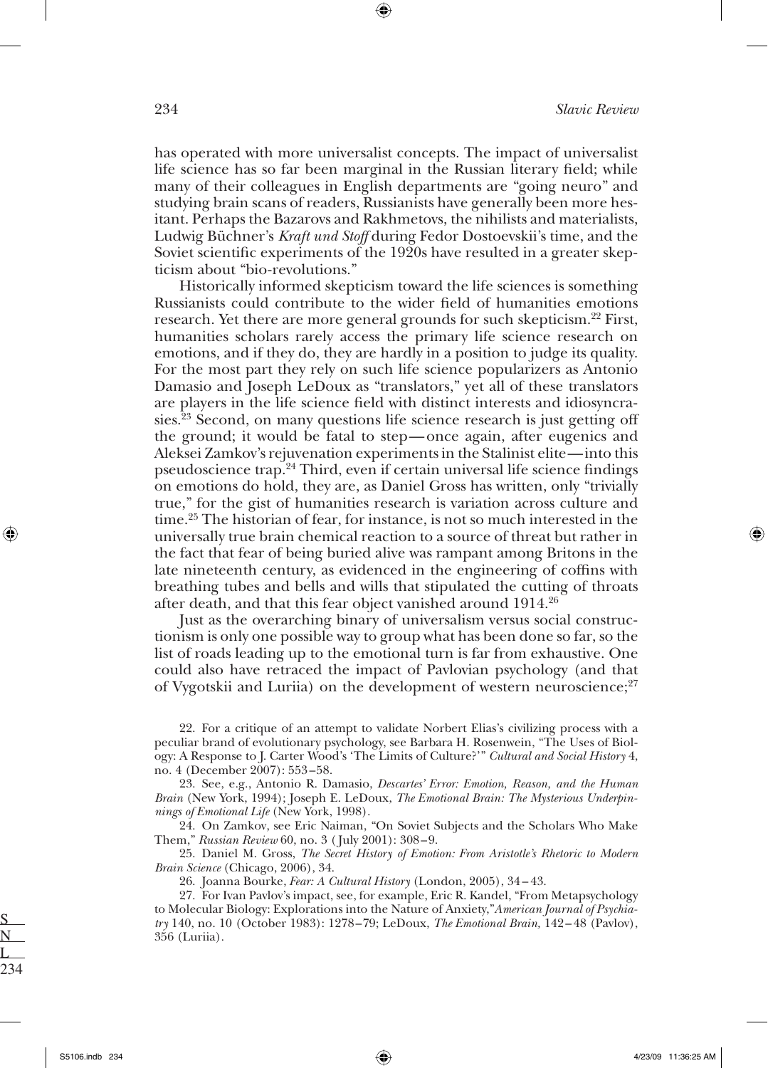has operated with more universalist concepts. The impact of universalist life science has so far been marginal in the Russian literary field; while many of their colleagues in English departments are "going neuro" and studying brain scans of readers, Russianists have generally been more hesitant. Perhaps the Bazarovs and Rakhmetovs, the nihilists and materialists, Ludwig Büchner's *Kraft und Stoff* during Fedor Dostoevskii's time, and the Soviet scientific experiments of the 1920s have resulted in a greater skepticism about "bio-revolutions."

Historically informed skepticism toward the life sciences is something Russianists could contribute to the wider field of humanities emotions research. Yet there are more general grounds for such skepticism.[22] First, humanities scholars rarely access the primary life science research on emotions, and if they do, they are hardly in a position to judge its quality. For the most part they rely on such life science popularizers as Antonio Damasio and Joseph LeDoux as "translators," yet all of these translators are players in the life science field with distinct interests and idiosyncrasies.[23] Second, on many questions life science research is just getting off the ground; it would be fatal to step—once again, after eugenics and Aleksei Zamkov's rejuvenation experiments in the Stalinist elite—into this pseudoscience trap.[24] Third, even if certain universal life science findings on emotions do hold, they are, as Daniel Gross has written, only "trivially true," for the gist of humanities research is variation across culture and time.[25] The historian of fear, for instance, is not so much interested in the universally true brain chemical reaction to a source of threat but rather in the fact that fear of being buried alive was rampant among Britons in the late nineteenth century, as evidenced in the engineering of coffins with breathing tubes and bells and wills that stipulated the cutting of throats after death, and that this fear object vanished around 1914.[26]

Just as the overarching binary of universalism versus social constructionism is only one possible way to group what has been done so far, so the list of roads leading up to the emotional turn is far from exhaustive. One could also have retraced the impact of Pavlovian psychology (and that of Vygotskii and Luriia) on the development of western neuroscience;[27]

22. For a critique of an attempt to validate Norbert Elias's civilizing process with a peculiar brand of evolutionary psychology, see Barbara H. Rosenwein, "The Uses of Biology: A Response to J. Carter Wood's 'The Limits of Culture?'" *Cultural and Social History* 4, no. 4 (December 2007): 553–58.

23. See, e.g., Antonio R. Damasio, *Descartes' Error: Emotion, Reason, and the Human Brain* (New York, 1994); Joseph E. LeDoux, *The Emotional Brain: The Mysterious Underpinnings of Emotional Life* (New York, 1998).

24. On Zamkov, see Eric Naiman, "On Soviet Subjects and the Scholars Who Make Them," *Russian Review* 60, no. 3 (July 2001): 308–9.

25. Daniel M. Gross, *The Secret History of Emotion: From Aristotle's Rhetoric to Modern Brain Science* (Chicago, 2006), 34.

26. Joanna Bourke, *Fear: A Cultural History* (London, 2005), 34–43.

27. For Ivan Pavlov's impact, see, for example, Eric R. Kandel, "From Metapsychology to Molecular Biology: Explorations into the Nature of Anxiety," *American Journal of Psychiatry* 140, no. 10 (October 1983): 1278–79; LeDoux, *The Emotional Brain,* 142–48 (Pavlov), 356 (Luriia).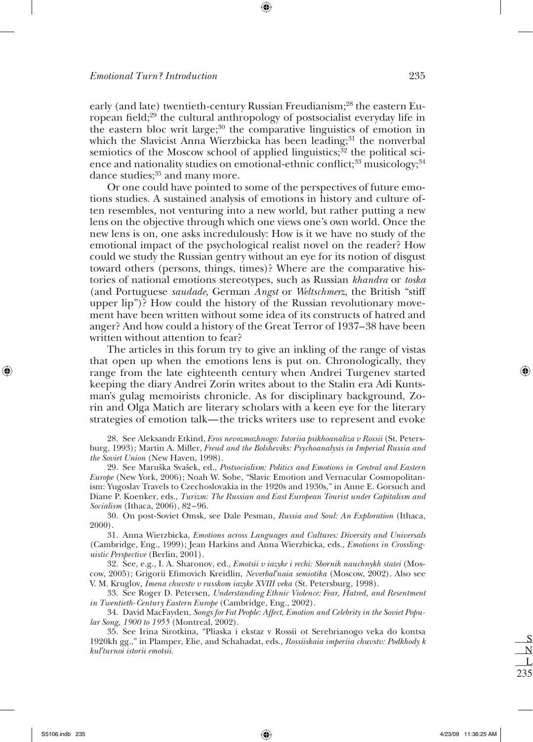early (and late) twentieth-century Russian Freudianism;[28] the eastern European field;[29] the cultural anthropology of postsocialist everyday life in the eastern bloc writ large;[30] the comparative linguistics of emotion in which the Slavicist Anna Wierzbicka has been leading;[31] the nonverbal semiotics of the Moscow school of applied linguistics;[32] the political science and nationality studies on emotional-ethnic conflict;[33] musicology;[34] dance studies;[35] and many more.

Or one could have pointed to some of the perspectives of future emotions studies. A sustained analysis of emotions in history and culture often resembles, not venturing into a new world, but rather putting a new lens on the objective through which one views one's own world. Once the new lens is on, one asks incredulously: How is it we have no study of the emotional impact of the psychological realist novel on the reader? How could we study the Russian gentry without an eye for its notion of disgust toward others (persons, things, times)? Where are the comparative histories of national emotions stereotypes, such as Russian *khandra* or *toska* (and Portuguese *saudade,* German *Angst* or *Weltschmerz,* the British "stiff upper lip")? How could the history of the Russian revolutionary movement have been written without some idea of its constructs of hatred and anger? And how could a history of the Great Terror of 1937–38 have been written without attention to fear?

The articles in this forum try to give an inkling of the range of vistas that open up when the emotions lens is put on. Chronologically, they range from the late eighteenth century when Andrei Turgenev started keeping the diary Andrei Zorin writes about to the Stalin era Adi Kuntsman's gulag memoirists chronicle. As for disciplinary background, Zorin and Olga Matich are literary scholars with a keen eye for the literary strategies of emotion talk—the tricks writers use to represent and evoke

28. See Aleksandr Etkind, *Eros nevozmozhnogo: Istoriia psikhoanaliza v Rossii* (St. Petersburg, 1993); Martin A. Miller, *Freud and the Bolsheviks: Psychoanalysis in Imperial Russia and the Soviet Union* (New Haven, 1998).

29. See Maruška Svašek, ed., *Postsocialism: Politics and Emotions in Central and Eastern Europe* (New York, 2006); Noah W. Sobe, "Slavic Emotion and Vernacular Cosmopolitanism: Yugoslav Travels to Czechoslovakia in the 1920s and 1930s," in Anne E. Gorsuch and Diane P. Koenker, eds., *Turizm: The Russian and East European Tourist under Capitalism and Socialism* (Ithaca, 2006), 82–96.

30. On post-Soviet Omsk, see Dale Pesman, *Russia and Soul: An Exploration* (Ithaca, 2000).

31. Anna Wierzbicka, *Emotions across Languages and Cultures: Diversity and Universals* (Cambridge, Eng., 1999); Jean Harkins and Anna Wierzbicka, eds., *Emotions in Crosslinguistic Perspective* (Berlin, 2001).

32. See, e.g., I. A. Sharonov, ed., *Emotsii v iazyke i rechi: Sbornik nauchnykh statei* (Moscow, 2005); Grigorii Efimovich Kreidlin, *Neverbal'naia semiotika* (Moscow, 2002). Also see V. M. Kruglov, *Imena chuvstv v russkom iazyke XVIII veka* (St. Petersburg, 1998).

33. See Roger D. Petersen, *Understanding Ethnic Violence: Fear, Hatred, and Resentment in Twentieth-Century Eastern Europe* (Cambridge, Eng., 2002).

34. David MacFayden, *Songs for Fat People: Affect, Emotion and Celebrity in the Soviet Popular Song, 1900 to 1955* (Montreal, 2002).

35. See Irina Sirotkina, "Pliaska i ekstaz v Rossii ot Serebrianogo veka do kontsa 1920kh gg.," in Plamper, Elie, and Schahadat, eds., *Rossiiskaia imperiia chuvstv: Podkhody k kul'turnoi istorii emotsii.*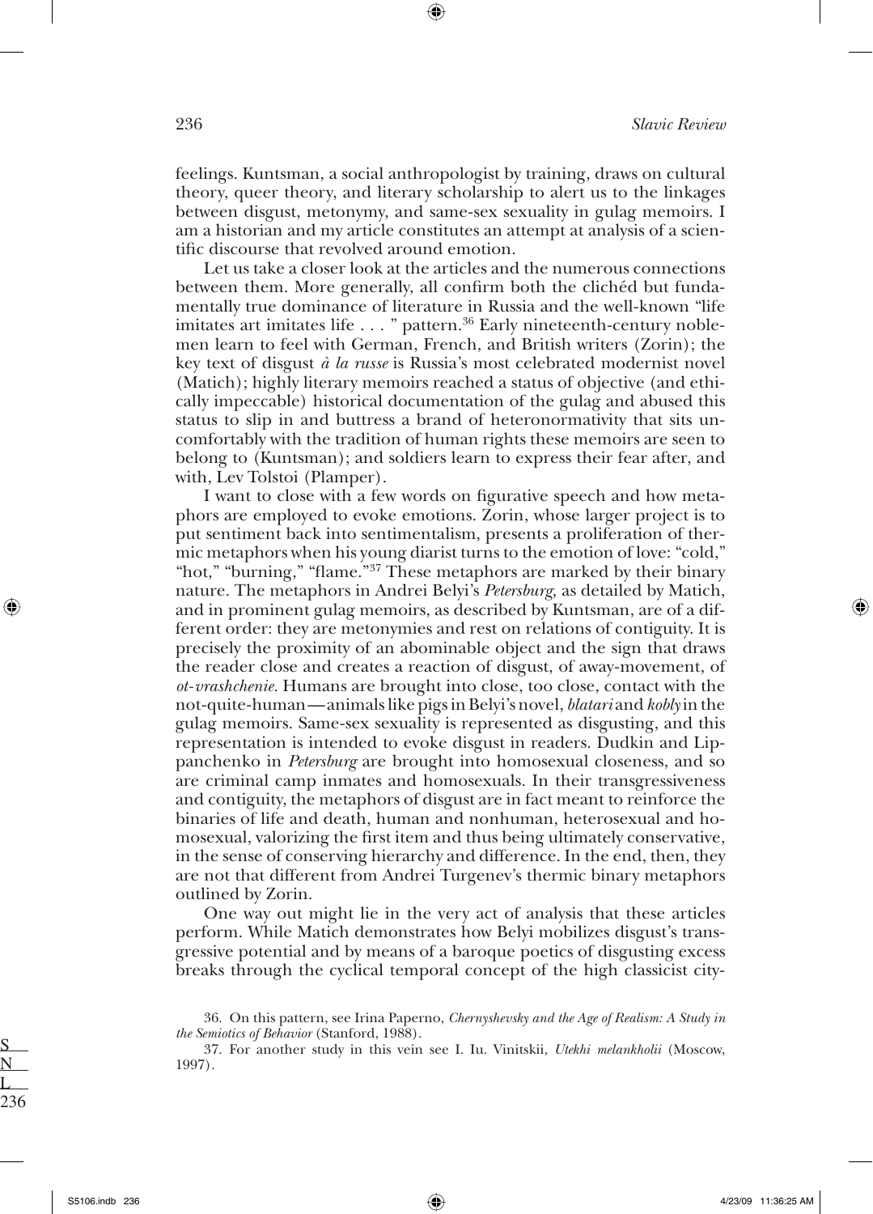feelings. Kuntsman, a social anthropologist by training, draws on cultural theory, queer theory, and literary scholarship to alert us to the linkages between disgust, metonymy, and same-sex sexuality in gulag memoirs. I am a historian and my article constitutes an attempt at analysis of a scientific discourse that revolved around emotion.

Let us take a closer look at the articles and the numerous connections between them. More generally, all confirm both the clichéd but fundamentally true dominance of literature in Russia and the well-known "life imitates art imitates life . . . " pattern.[36] Early nineteenth-century noblemen learn to feel with German, French, and British writers (Zorin); the key text of disgust *à la russe* is Russia's most celebrated modernist novel (Matich); highly literary memoirs reached a status of objective (and ethically impeccable) historical documentation of the gulag and abused this status to slip in and buttress a brand of heteronormativity that sits uncomfortably with the tradition of human rights these memoirs are seen to belong to (Kuntsman); and soldiers learn to express their fear after, and with, Lev Tolstoi (Plamper).

I want to close with a few words on figurative speech and how metaphors are employed to evoke emotions. Zorin, whose larger project is to put sentiment back into sentimentalism, presents a proliferation of thermic metaphors when his young diarist turns to the emotion of love: "cold," "hot," "burning," "flame."[37] These metaphors are marked by their binary nature. The metaphors in Andrei Belyi's *Petersburg*, as detailed by Matich, and in prominent gulag memoirs, as described by Kuntsman, are of a different order: they are metonymies and rest on relations of contiguity. It is precisely the proximity of an abominable object and the sign that draws the reader close and creates a reaction of disgust, of away-movement, of *ot-vrashchenie*. Humans are brought into close, too close, contact with the not-quite-human—animals like pigs in Belyi's novel, *blatari* and *kobly* in the gulag memoirs. Same-sex sexuality is represented as disgusting, and this representation is intended to evoke disgust in readers. Dudkin and Lippanchenko in *Petersburg* are brought into homosexual closeness, and so are criminal camp inmates and homosexuals. In their transgressiveness and contiguity, the metaphors of disgust are in fact meant to reinforce the binaries of life and death, human and nonhuman, heterosexual and homosexual, valorizing the first item and thus being ultimately conservative, in the sense of conserving hierarchy and difference. In the end, then, they are not that different from Andrei Turgenev's thermic binary metaphors outlined by Zorin.

One way out might lie in the very act of analysis that these articles perform. While Matich demonstrates how Belyi mobilizes disgust's transgressive potential and by means of a baroque poetics of disgusting excess breaks through the cyclical temporal concept of the high classicist city-

36. On this pattern, see Irina Paperno, *Chernyshevsky and the Age of Realism: A Study in the Semiotics of Behavior* (Stanford, 1988).

37. For another study in this vein see I. Iu. Vinitskii, *Utekhi melankholii* (Moscow, 1997).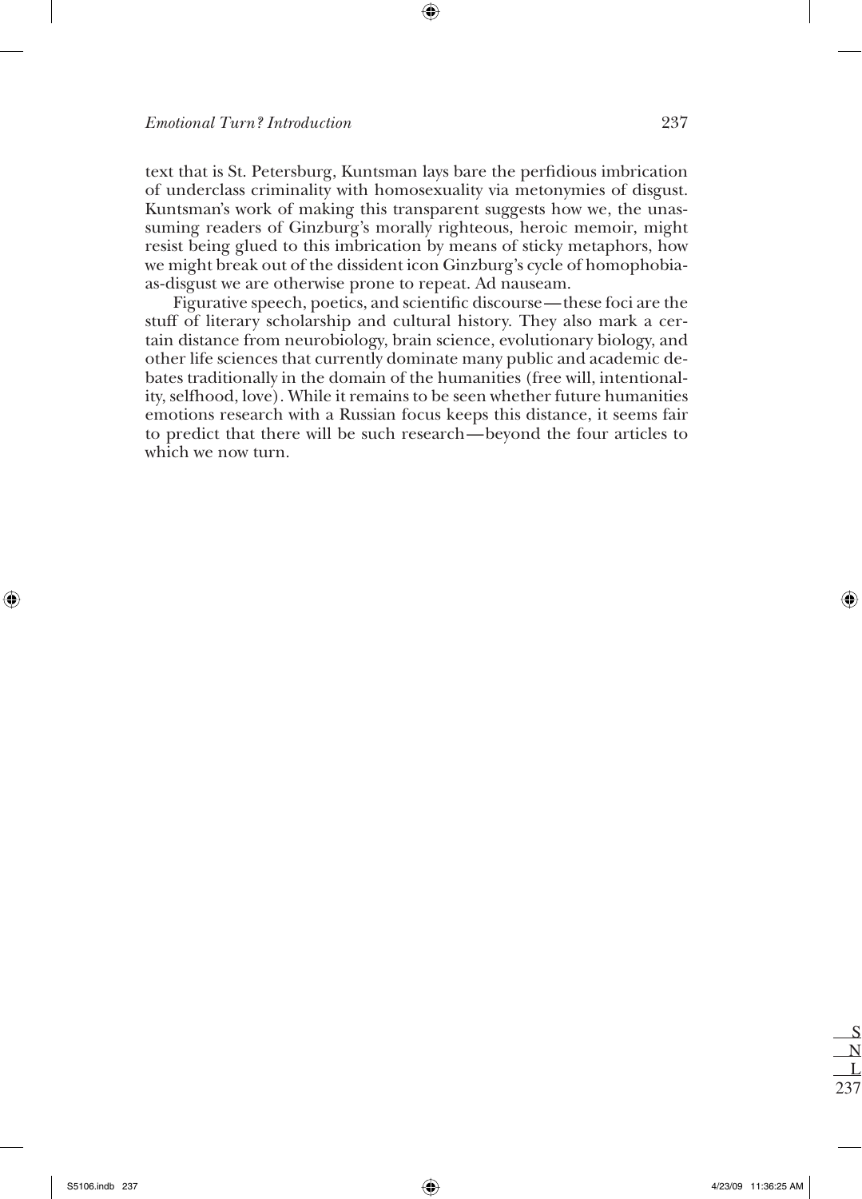text that is St. Petersburg, Kuntsman lays bare the perfidious imbrication of underclass criminality with homosexuality via metonymies of disgust. Kuntsman's work of making this transparent suggests how we, the unassuming readers of Ginzburg's morally righteous, heroic memoir, might resist being glued to this imbrication by means of sticky metaphors, how we might break out of the dissident icon Ginzburg's cycle of homophobia-as-disgust we are otherwise prone to repeat. Ad nauseam.

Figurative speech, poetics, and scientific discourse—these foci are the stuff of literary scholarship and cultural history. They also mark a certain distance from neurobiology, brain science, evolutionary biology, and other life sciences that currently dominate many public and academic debates traditionally in the domain of the humanities (free will, intentionality, selfhood, love). While it remains to be seen whether future humanities emotions research with a Russian focus keeps this distance, it seems fair to predict that there will be such research—beyond the four articles to which we now turn.